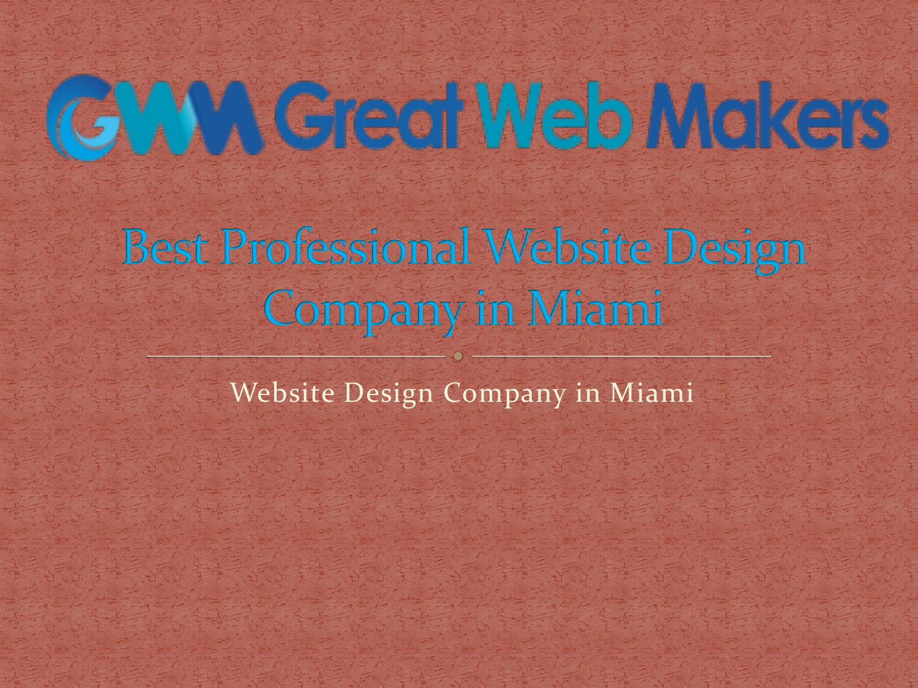GWM Great Web Makers

# Best Professional Website Design Company in Miami

Website Design Company in Miami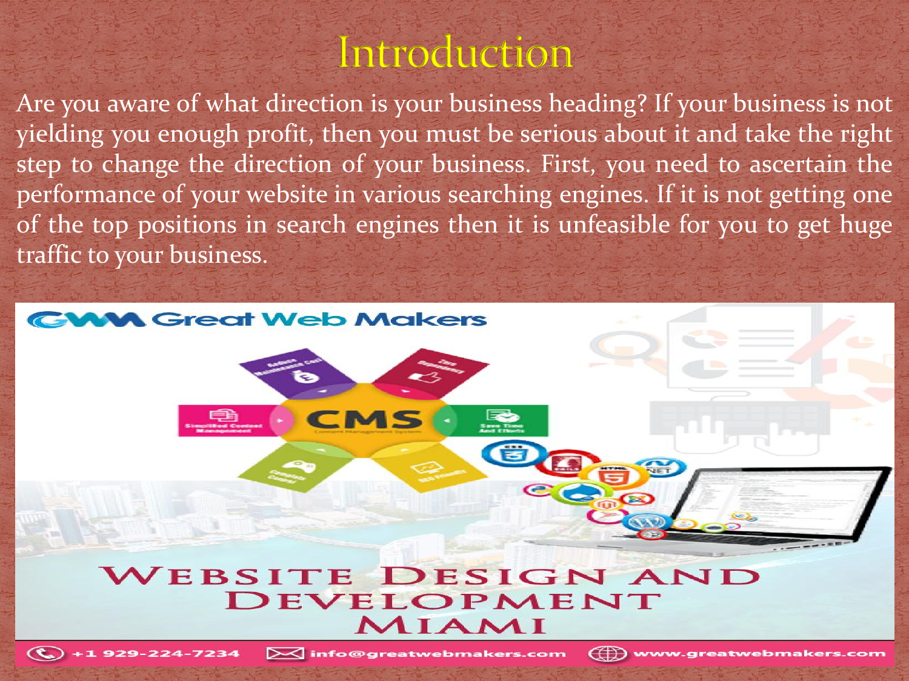# Introduction

Are you aware of what direction is your business heading? If your business is not yielding you enough profit, then you must be serious about it and take the right step to change the direction of your business. First, you need to ascertain the performance of your website in various searching engines. If it is not getting one of the top positions in search engines then it is unfeasible for you to get huge traffic to your business.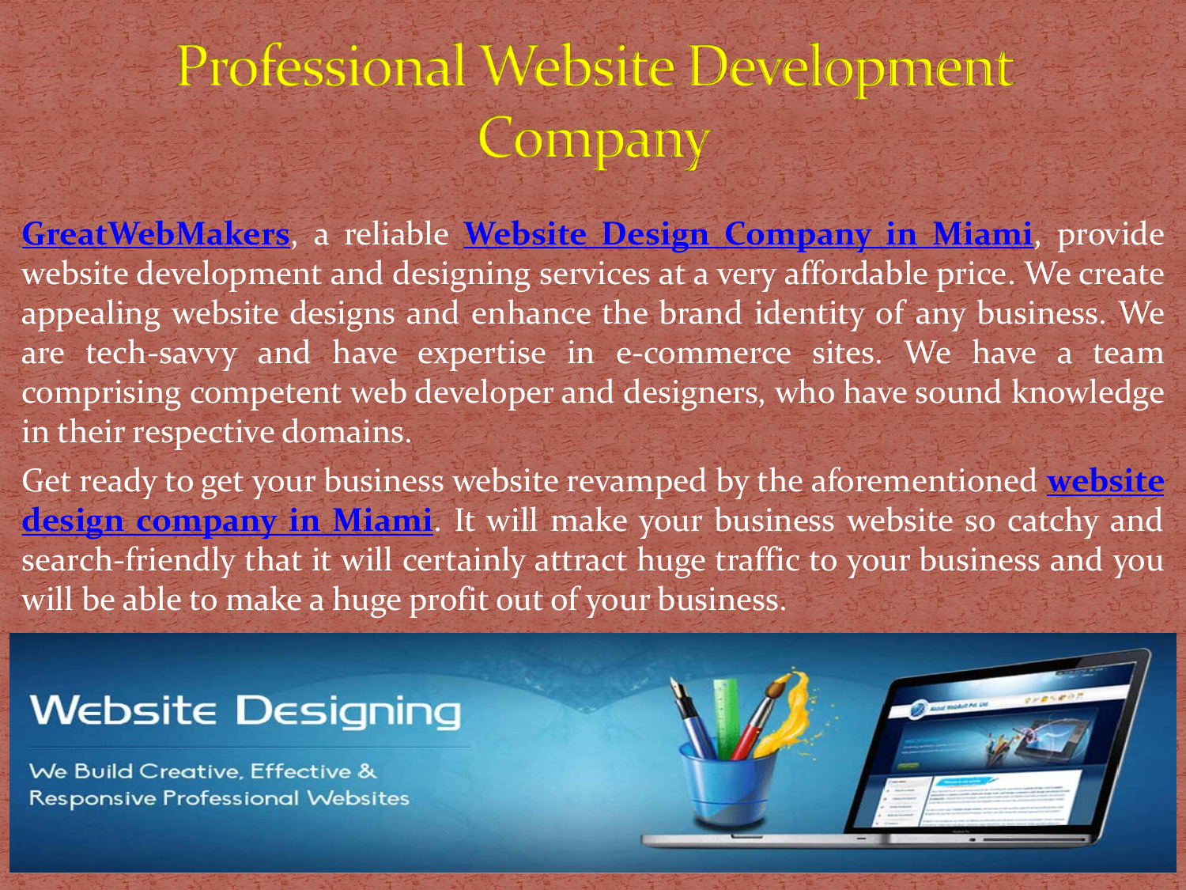# Professional Website Development Company

**GreatWebMakers**, a reliable **Website Design Company in Miami**, provide website development and designing services at a very affordable price. We create appealing website designs and enhance the brand identity of any business. We are tech-savvy and have expertise in e-commerce sites. We have a team comprising competent web developer and designers, who have sound knowledge in their respective domains.

Get ready to get your business website revamped by the aforementioned **website design company in Miami**. It will make your business website so catchy and search-friendly that it will certainly attract huge traffic to your business and you will be able to make a huge profit out of your business.

Website Designing

We Build Creative, Effective & Responsive Professional Websites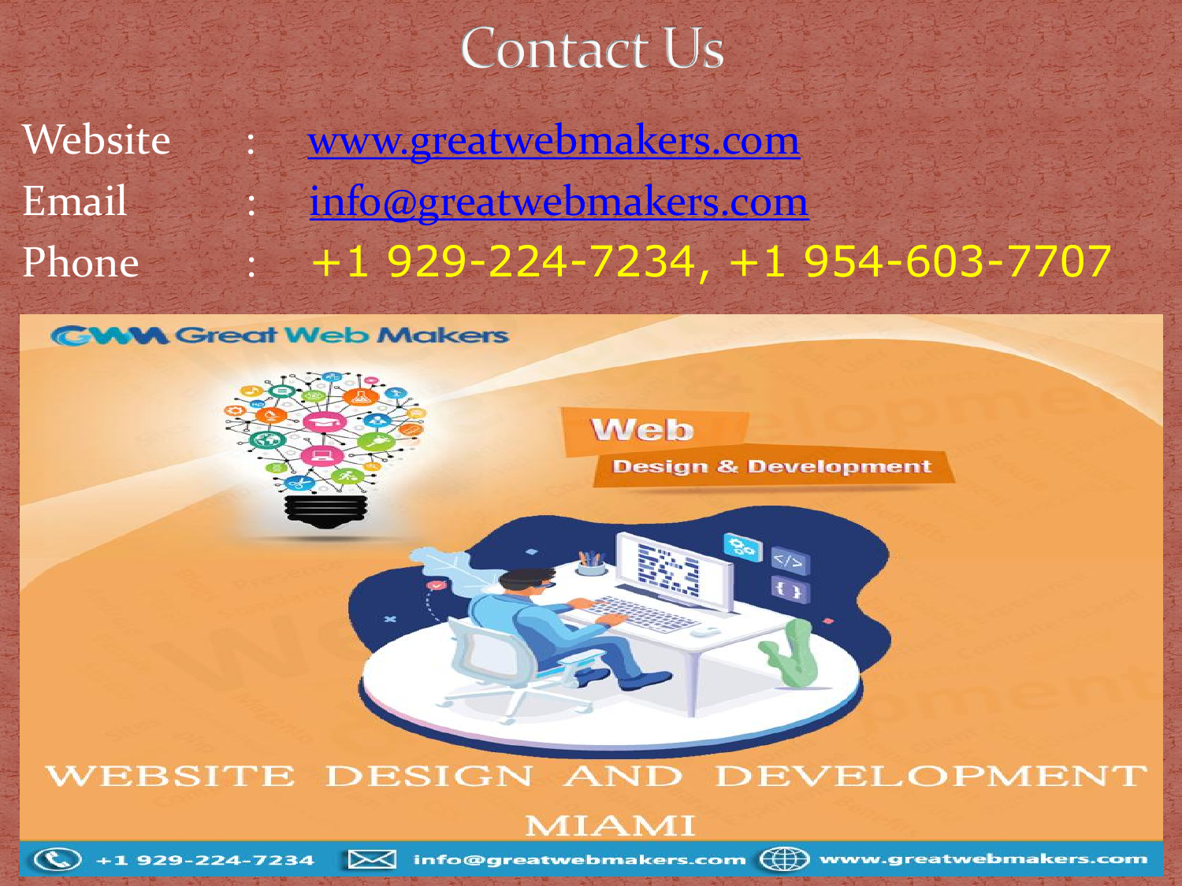# Contact Us

Website : www.greatwebmakers.com

Email : info@greatwebmakers.com

Phone : +1 929-224-7234, +1 954-603-7707

GWM Great Web Makers

Web

Design & Development

WEBSITE DESIGN AND DEVELOPMENT

MIAMI

+1 929-224-7234 info@greatwebmakers.com www.greatwebmakers.com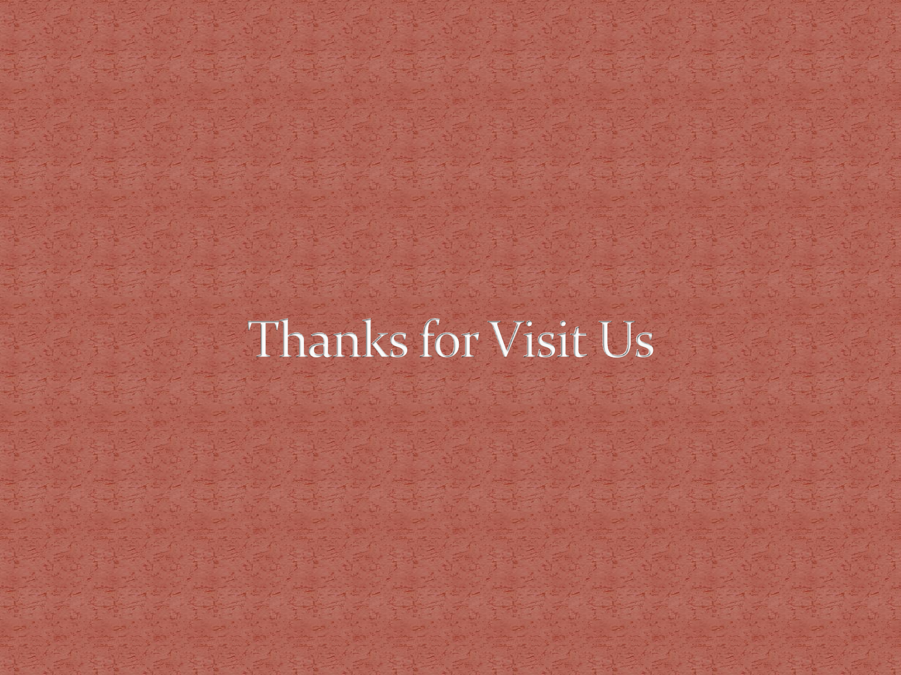Thanks for Visit Us